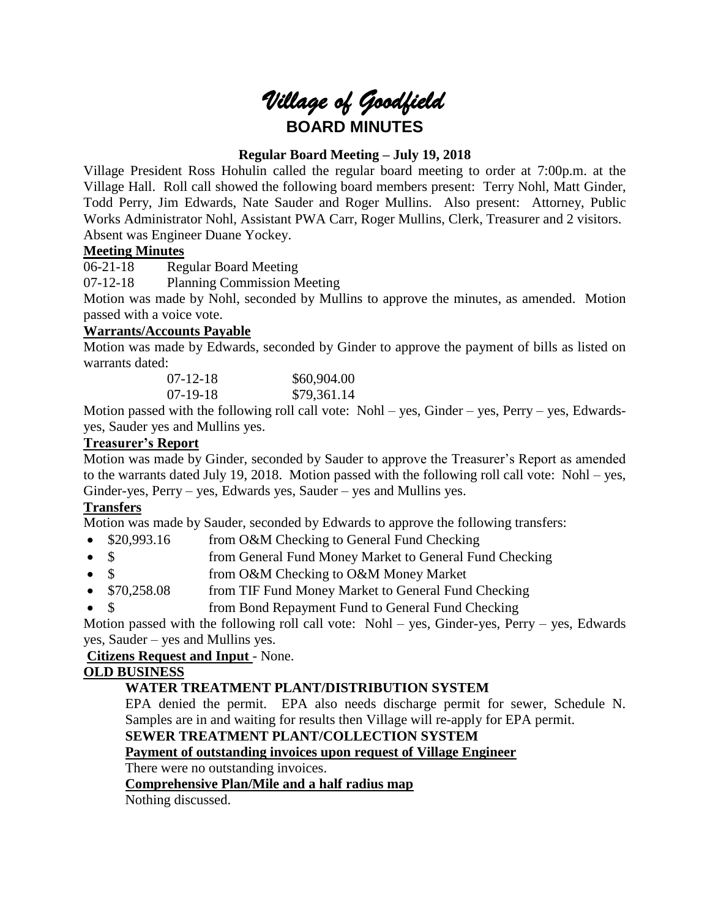# *Village of Goodfield*

## BOARD MINUTES

**Regular Board Meeting – July 19, 2018**

Village President Ross Hohulin called the regular board meeting to order at 7:00p.m. at the Village Hall. Roll call showed the following board members present: Terry Nohl, Matt Ginder, Todd Perry, Jim Edwards, Nate Sauder and Roger Mullins. Also present: Attorney, Public Works Administrator Nohl, Assistant PWA Carr, Roger Mullins, Clerk, Treasurer and 2 visitors. Absent was Engineer Duane Yockey.

**Meeting Minutes**

06-21-18 Regular Board Meeting

07-12-18 Planning Commission Meeting

Motion was made by Nohl, seconded by Mullins to approve the minutes, as amended. Motion passed with a voice vote.

**Warrants/Accounts Payable**

Motion was made by Edwards, seconded by Ginder to approve the payment of bills as listed on warrants dated:

| | |
|---|---|
| 07-12-18 | \$60,904.00 |
| 07-19-18 | \$79,361.14 |

Motion passed with the following roll call vote: Nohl – yes, Ginder – yes, Perry – yes, Edwards-yes, Sauder yes and Mullins yes.

**Treasurer's Report**

Motion was made by Ginder, seconded by Sauder to approve the Treasurer's Report as amended to the warrants dated July 19, 2018. Motion passed with the following roll call vote: Nohl – yes, Ginder-yes, Perry – yes, Edwards yes, Sauder – yes and Mullins yes.

**Transfers**

Motion was made by Sauder, seconded by Edwards to approve the following transfers:

- \$20,993.16 from O&M Checking to General Fund Checking
- \$ from General Fund Money Market to General Fund Checking
- \$ from O&M Checking to O&M Money Market
- \$70,258.08 from TIF Fund Money Market to General Fund Checking
- \$ from Bond Repayment Fund to General Fund Checking

Motion passed with the following roll call vote: Nohl – yes, Ginder-yes, Perry – yes, Edwards yes, Sauder – yes and Mullins yes.

**Citizens Request and Input** - None.

**OLD BUSINESS**

**WATER TREATMENT PLANT/DISTRIBUTION SYSTEM**

EPA denied the permit. EPA also needs discharge permit for sewer, Schedule N. Samples are in and waiting for results then Village will re-apply for EPA permit.

**SEWER TREATMENT PLANT/COLLECTION SYSTEM**

**Payment of outstanding invoices upon request of Village Engineer**

There were no outstanding invoices.

**Comprehensive Plan/Mile and a half radius map**

Nothing discussed.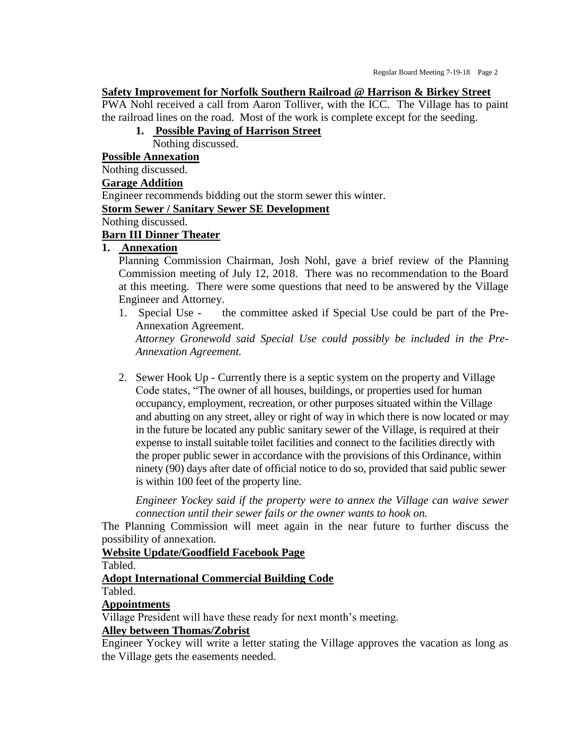**Safety Improvement for Norfolk Southern Railroad @ Harrison & Birkey Street**

PWA Nohl received a call from Aaron Tolliver, with the ICC. The Village has to paint the railroad lines on the road. Most of the work is complete except for the seeding.

1. **Possible Paving of Harrison Street**

   Nothing discussed.

**Possible Annexation**

Nothing discussed.

**Garage Addition**

Engineer recommends bidding out the storm sewer this winter.

**Storm Sewer / Sanitary Sewer SE Development**

Nothing discussed.

**Barn III Dinner Theater**

1. **Annexation**

   Planning Commission Chairman, Josh Nohl, gave a brief review of the Planning Commission meeting of July 12, 2018. There was no recommendation to the Board at this meeting. There were some questions that need to be answered by the Village Engineer and Attorney.

   1. Special Use - the committee asked if Special Use could be part of the Pre-Annexation Agreement.

      *Attorney Gronewold said Special Use could possibly be included in the Pre-Annexation Agreement.*

   2. Sewer Hook Up - Currently there is a septic system on the property and Village Code states, "The owner of all houses, buildings, or properties used for human occupancy, employment, recreation, or other purposes situated within the Village and abutting on any street, alley or right of way in which there is now located or may in the future be located any public sanitary sewer of the Village, is required at their expense to install suitable toilet facilities and connect to the facilities directly with the proper public sewer in accordance with the provisions of this Ordinance, within ninety (90) days after date of official notice to do so, provided that said public sewer is within 100 feet of the property line.

      *Engineer Yockey said if the property were to annex the Village can waive sewer connection until their sewer fails or the owner wants to hook on.*

The Planning Commission will meet again in the near future to further discuss the possibility of annexation.

**Website Update/Goodfield Facebook Page**

Tabled.

**Adopt International Commercial Building Code**

Tabled.

**Appointments**

Village President will have these ready for next month's meeting.

**Alley between Thomas/Zobrist**

Engineer Yockey will write a letter stating the Village approves the vacation as long as the Village gets the easements needed.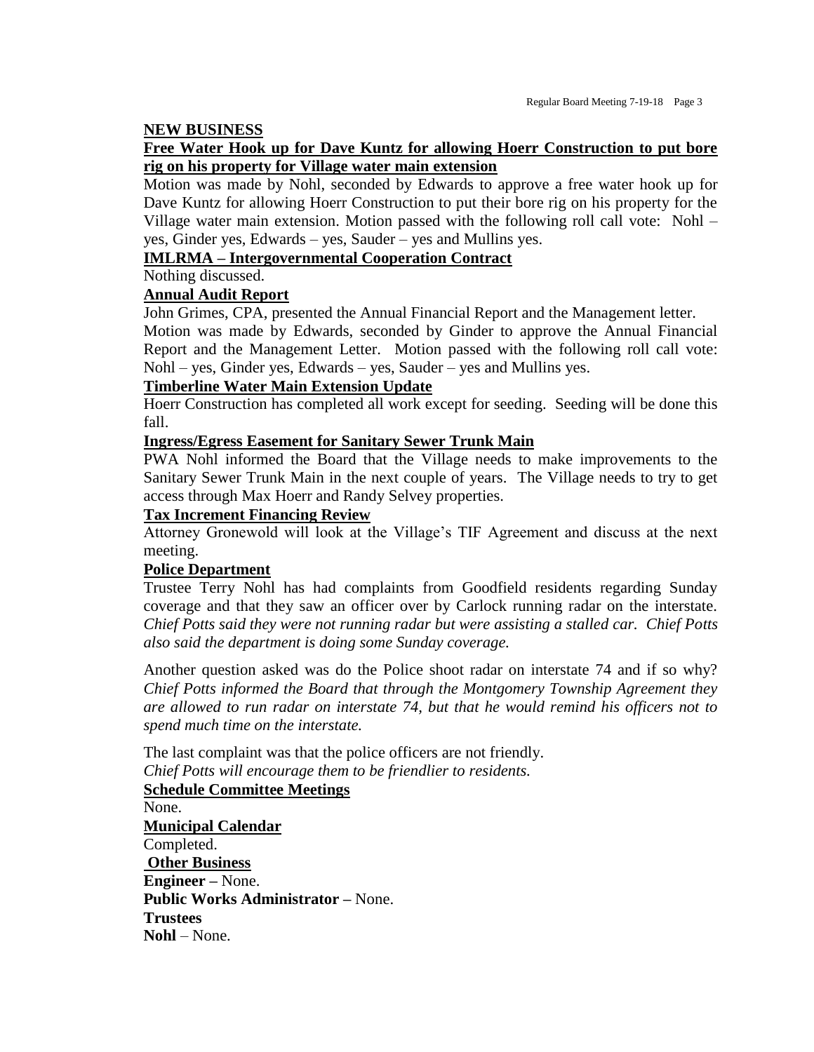## NEW BUSINESS

**Free Water Hook up for Dave Kuntz for allowing Hoerr Construction to put bore rig on his property for Village water main extension**

Motion was made by Nohl, seconded by Edwards to approve a free water hook up for Dave Kuntz for allowing Hoerr Construction to put their bore rig on his property for the Village water main extension. Motion passed with the following roll call vote: Nohl – yes, Ginder yes, Edwards – yes, Sauder – yes and Mullins yes.

**IMLRMA – Intergovernmental Cooperation Contract**

Nothing discussed.

**Annual Audit Report**

John Grimes, CPA, presented the Annual Financial Report and the Management letter.

Motion was made by Edwards, seconded by Ginder to approve the Annual Financial Report and the Management Letter. Motion passed with the following roll call vote: Nohl – yes, Ginder yes, Edwards – yes, Sauder – yes and Mullins yes.

**Timberline Water Main Extension Update**

Hoerr Construction has completed all work except for seeding. Seeding will be done this fall.

**Ingress/Egress Easement for Sanitary Sewer Trunk Main**

PWA Nohl informed the Board that the Village needs to make improvements to the Sanitary Sewer Trunk Main in the next couple of years. The Village needs to try to get access through Max Hoerr and Randy Selvey properties.

**Tax Increment Financing Review**

Attorney Gronewold will look at the Village's TIF Agreement and discuss at the next meeting.

**Police Department**

Trustee Terry Nohl has had complaints from Goodfield residents regarding Sunday coverage and that they saw an officer over by Carlock running radar on the interstate. *Chief Potts said they were not running radar but were assisting a stalled car. Chief Potts also said the department is doing some Sunday coverage.*

Another question asked was do the Police shoot radar on interstate 74 and if so why? *Chief Potts informed the Board that through the Montgomery Township Agreement they are allowed to run radar on interstate 74, but that he would remind his officers not to spend much time on the interstate.*

The last complaint was that the police officers are not friendly.
*Chief Potts will encourage them to be friendlier to residents.*

**Schedule Committee Meetings**

None.

**Municipal Calendar**

Completed.

**Other Business**

**Engineer –** None.
**Public Works Administrator –** None.
**Trustees**
**Nohl** – None.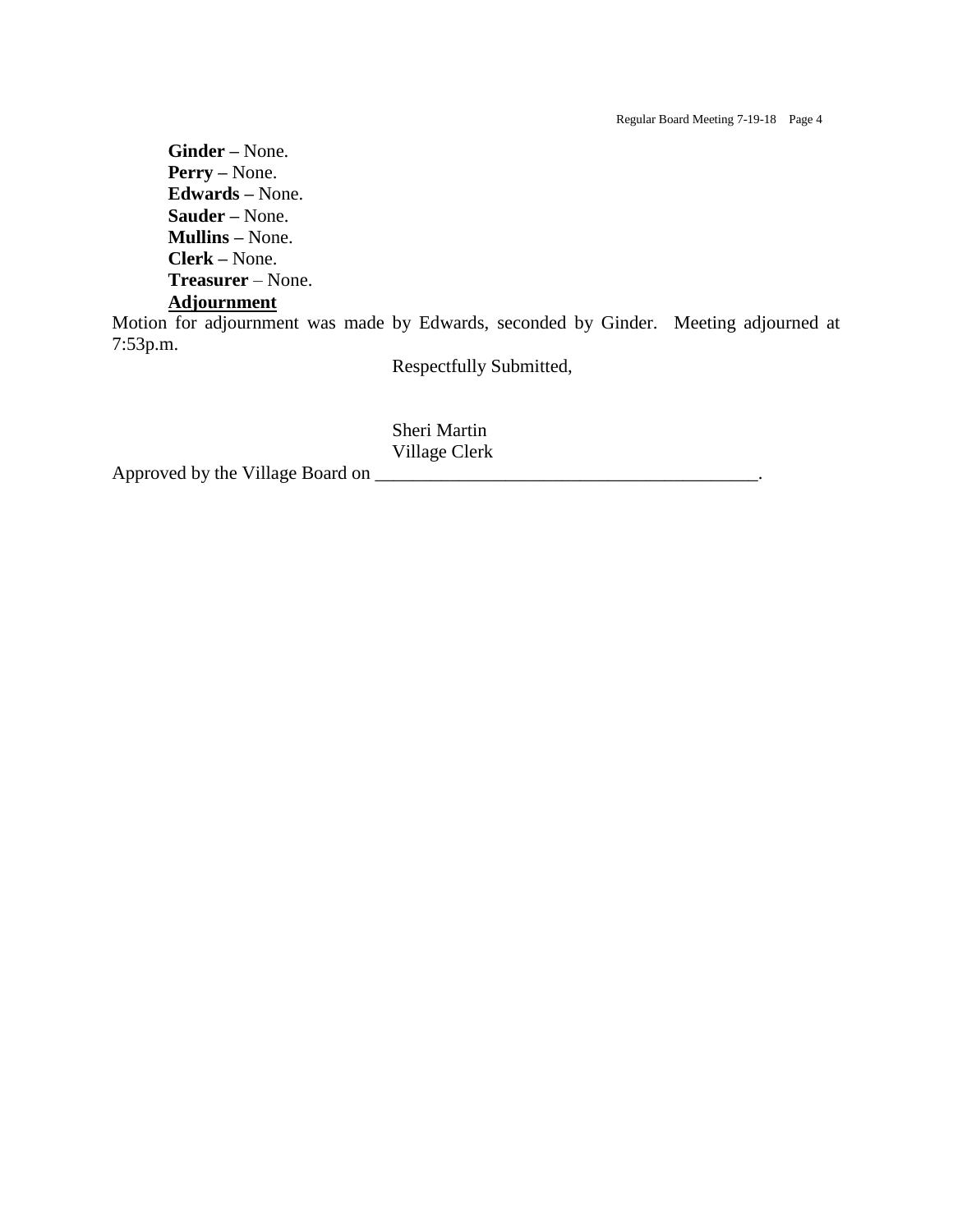**Ginder –** None.
**Perry –** None.
**Edwards –** None.
**Sauder –** None.
**Mullins –** None.
**Clerk –** None.
**Treasurer** – None.

**Adjournment**

Motion for adjournment was made by Edwards, seconded by Ginder. Meeting adjourned at 7:53p.m.

Respectfully Submitted,

Sheri Martin
Village Clerk

Approved by the Village Board on ________________________________________.